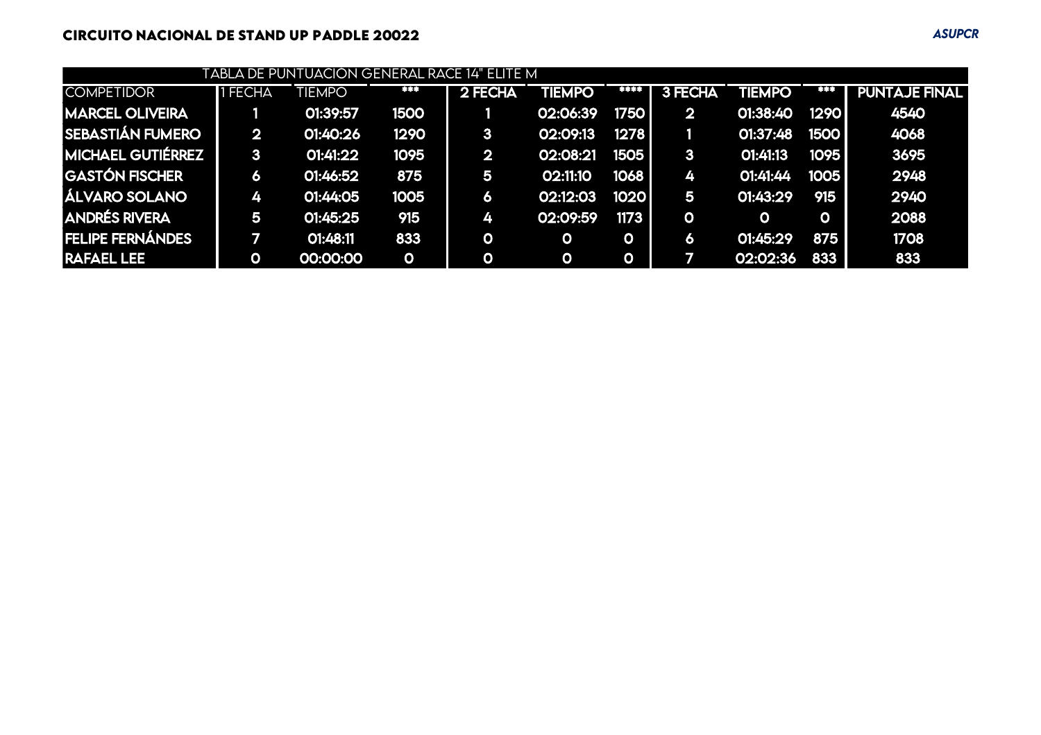# CIRCUITO NACIONAL DE STAND UP PADDLE 20022

*ASUPCR*

| TABLA DE PUNTUACION GENERAL RACE 14" ELITE M | | | | | | | | | | |
|---|---|---|---|---|---|---|---|---|---|---|
| COMPETIDOR | 1 FECHA | TIEMPO | *** | 2 FECHA | TIEMPO | **** | 3 FECHA | TIEMPO | *** | PUNTAJE FINAL |
| MARCEL OLIVEIRA | 1 | 01:39:57 | 1500 | 1 | 02:06:39 | 1750 | 2 | 01:38:40 | 1290 | 4540 |
| SEBASTIÁN FUMERO | 2 | 01:40:26 | 1290 | 3 | 02:09:13 | 1278 | 1 | 01:37:48 | 1500 | 4068 |
| MICHAEL GUTIÉRREZ | 3 | 01:41:22 | 1095 | 2 | 02:08:21 | 1505 | 3 | 01:41:13 | 1095 | 3695 |
| GASTÓN FISCHER | 6 | 01:46:52 | 875 | 5 | 02:11:10 | 1068 | 4 | 01:41:44 | 1005 | 2948 |
| ÁLVARO SOLANO | 4 | 01:44:05 | 1005 | 6 | 02:12:03 | 1020 | 5 | 01:43:29 | 915 | 2940 |
| ANDRÉS RIVERA | 5 | 01:45:25 | 915 | 4 | 02:09:59 | 1173 | 0 | 0 | 0 | 2088 |
| FELIPE FERNÁNDES | 7 | 01:48:11 | 833 | 0 | 0 | 0 | 6 | 01:45:29 | 875 | 1708 |
| RAFAEL LEE | 0 | 00:00:00 | 0 | 0 | 0 | 0 | 7 | 02:02:36 | 833 | 833 |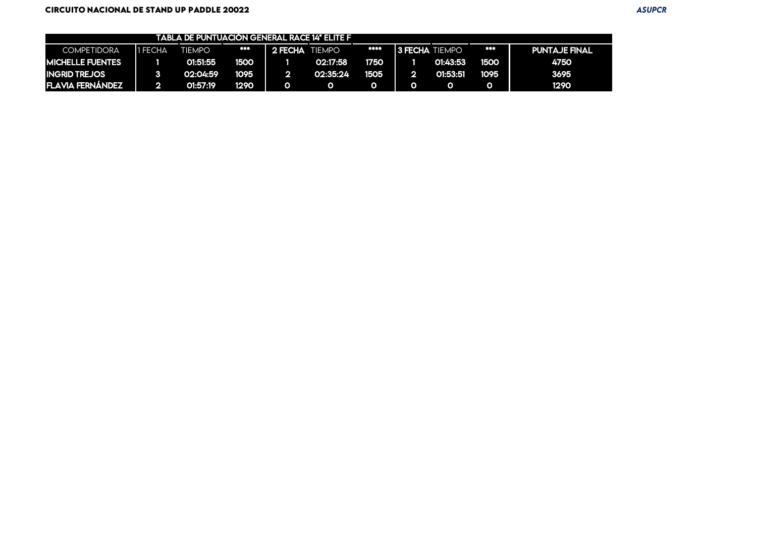**CIRCUITO NACIONAL DE STAND UP PADDLE 20022** *ASUPCR*

| TABLA DE PUNTUACIÓN GENERAL RACE 14" ELITE F | | | | | | | | | | |
|---|---|---|---|---|---|---|---|---|---|---|
| COMPETIDORA | 1 FECHA | TIEMPO | *** | 2 FECHA | TIEMPO | **** | 3 FECHA | TIEMPO | *** | PUNTAJE FINAL |
| MICHELLE FUENTES | 1 | 01:51:55 | 1500 | 1 | 02:17:58 | 1750 | 1 | 01:43:53 | 1500 | 4750 |
| INGRID TREJOS | 3 | 02:04:59 | 1095 | 2 | 02:35:24 | 1505 | 2 | 01:53:51 | 1095 | 3695 |
| FLAVIA FERNÁNDEZ | 2 | 01:57:19 | 1290 | 0 | 0 | 0 | 0 | 0 | 0 | 1290 |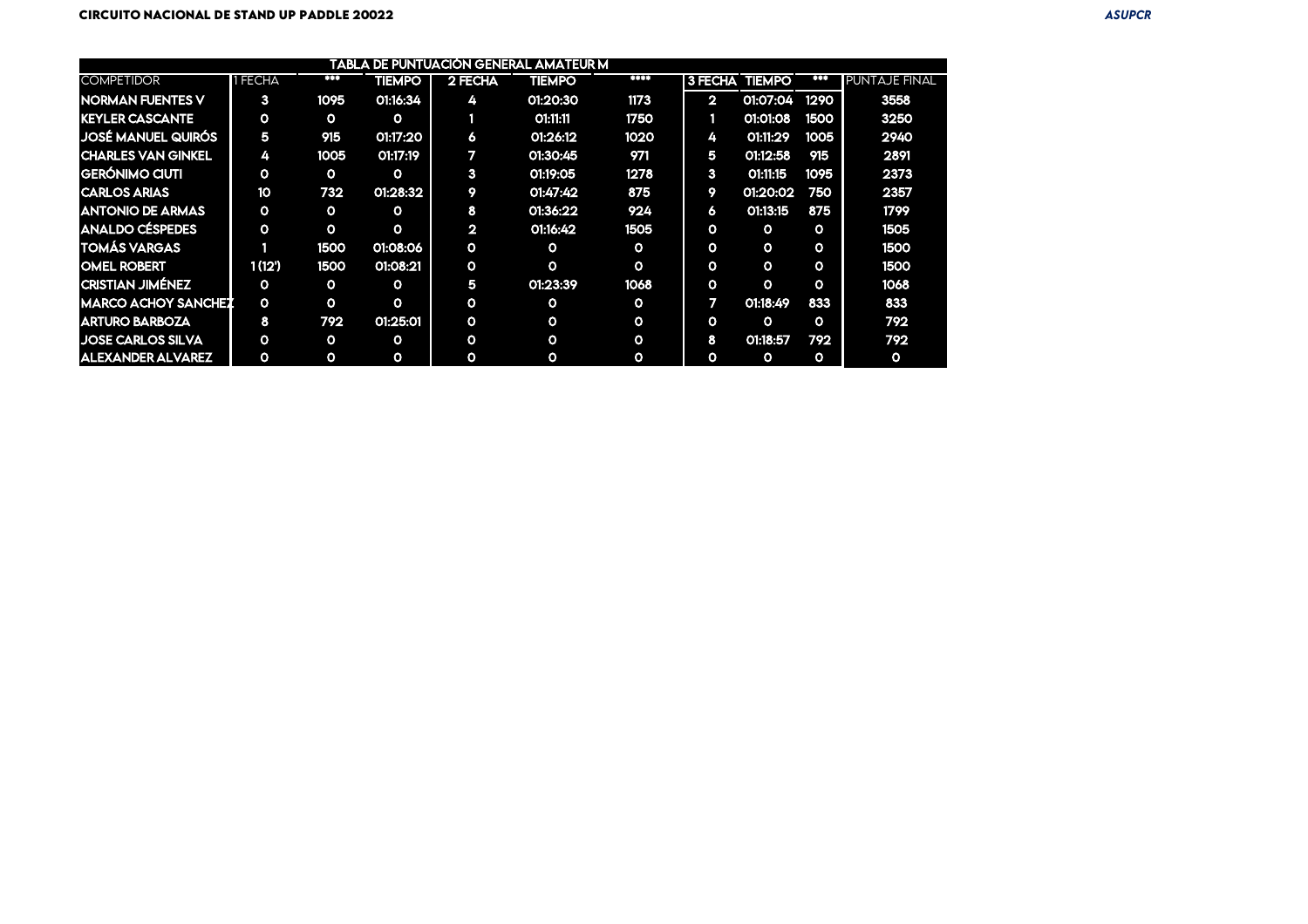CIRCUITO NACIONAL DE STAND UP PADDLE 20022

*ASUPCR*

| TABLA DE PUNTUACIÓN GENERAL AMATEUR M | | | | | | | | | | |
|---|---|---|---|---|---|---|---|---|---|---|
| COMPETIDOR | 1 FECHA | *** | TIEMPO | 2 FECHA | TIEMPO | **** | 3 FECHA | TIEMPO | *** | PUNTAJE FINAL |
| NORMAN FUENTES V | 3 | 1095 | 01:16:34 | 4 | 01:20:30 | 1173 | 2 | 01:07:04 | 1290 | 3558 |
| KEYLER CASCANTE | 0 | 0 | 0 | 1 | 01:11:11 | 1750 | 1 | 01:01:08 | 1500 | 3250 |
| JOSÉ MANUEL QUIRÓS | 5 | 915 | 01:17:20 | 6 | 01:26:12 | 1020 | 4 | 01:11:29 | 1005 | 2940 |
| CHARLES VAN GINKEL | 4 | 1005 | 01:17:19 | 7 | 01:30:45 | 971 | 5 | 01:12:58 | 915 | 2891 |
| GERÓNIMO CIUTI | 0 | 0 | 0 | 3 | 01:19:05 | 1278 | 3 | 01:11:15 | 1095 | 2373 |
| CARLOS ARIAS | 10 | 732 | 01:28:32 | 9 | 01:47:42 | 875 | 9 | 01:20:02 | 750 | 2357 |
| ANTONIO DE ARMAS | 0 | 0 | 0 | 8 | 01:36:22 | 924 | 6 | 01:13:15 | 875 | 1799 |
| ANALDO CÉSPEDES | 0 | 0 | 0 | 2 | 01:16:42 | 1505 | 0 | 0 | 0 | 1505 |
| TOMÁS VARGAS | 1 | 1500 | 01:08:06 | 0 | 0 | 0 | 0 | 0 | 0 | 1500 |
| OMEL ROBERT | 1 (12') | 1500 | 01:08:21 | 0 | 0 | 0 | 0 | 0 | 0 | 1500 |
| CRISTIAN JIMÉNEZ | 0 | 0 | 0 | 5 | 01:23:39 | 1068 | 0 | 0 | 0 | 1068 |
| MARCO ACHOY SANCHEZ | 0 | 0 | 0 | 0 | 0 | 0 | 7 | 01:18:49 | 833 | 833 |
| ARTURO BARBOZA | 8 | 792 | 01:25:01 | 0 | 0 | 0 | 0 | 0 | 0 | 792 |
| JOSE CARLOS SILVA | 0 | 0 | 0 | 0 | 0 | 0 | 8 | 01:18:57 | 792 | 792 |
| ALEXANDER ALVAREZ | 0 | 0 | 0 | 0 | 0 | 0 | 0 | 0 | 0 | 0 |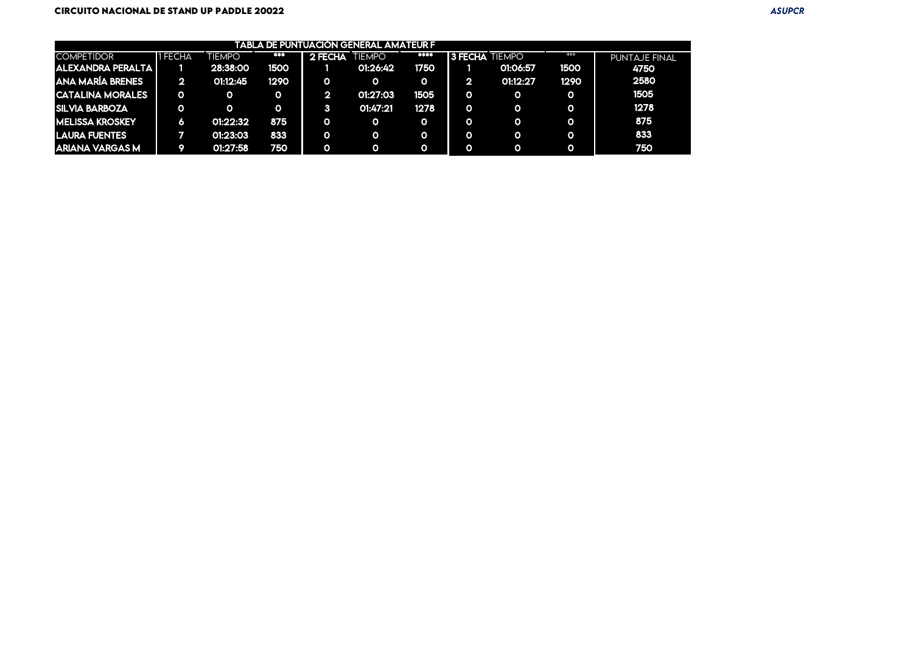CIRCUITO NACIONAL DE STAND UP PADDLE 20022

*ASUPCR*

| TABLA DE PUNTUACIÓN GENERAL AMATEUR F | | | | | | | | | | |
|---|---|---|---|---|---|---|---|---|---|---|
| COMPETIDOR | 1 FECHA | TIEMPO | *** | 2 FECHA | TIEMPO | **** | 3 FECHA | TIEMPO | *** | PUNTAJE FINAL |
| ALEXANDRA PERALTA | 1 | 28:38:00 | 1500 | 1 | 01:26:42 | 1750 | 1 | 01:06:57 | 1500 | 4750 |
| ANA MARÍA BRENES | 2 | 01:12:45 | 1290 | 0 | 0 | 0 | 2 | 01:12:27 | 1290 | 2580 |
| CATALINA MORALES | 0 | 0 | 0 | 2 | 01:27:03 | 1505 | 0 | 0 | 0 | 1505 |
| SILVIA BARBOZA | 0 | 0 | 0 | 3 | 01:47:21 | 1278 | 0 | 0 | 0 | 1278 |
| MELISSA KROSKEY | 6 | 01:22:32 | 875 | 0 | 0 | 0 | 0 | 0 | 0 | 875 |
| LAURA FUENTES | 7 | 01:23:03 | 833 | 0 | 0 | 0 | 0 | 0 | 0 | 833 |
| ARIANA VARGAS M | 9 | 01:27:58 | 750 | 0 | 0 | 0 | 0 | 0 | 0 | 750 |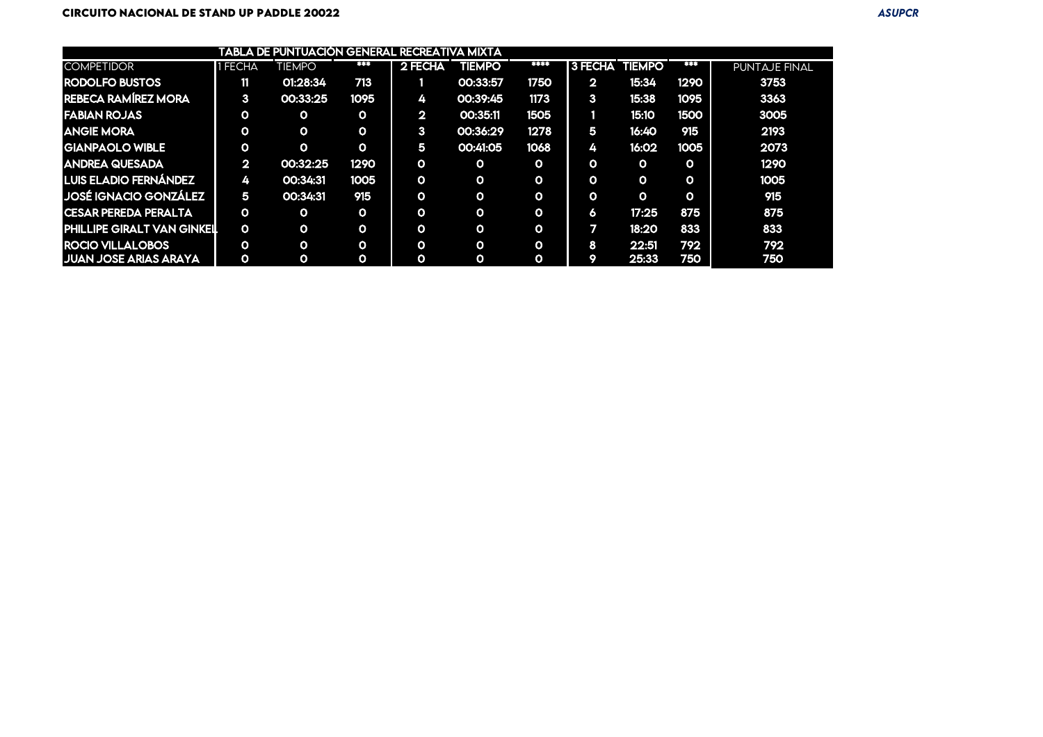**CIRCUITO NACIONAL DE STAND UP PADDLE 20022**

***ASUPCR***

| TABLA DE PUNTUACIÓN GENERAL RECREATIVA MIXTA | | | | | | | | | | |
|---|---|---|---|---|---|---|---|---|---|---|
| COMPETIDOR | 1 FECHA | TIEMPO | *** | 2 FECHA | TIEMPO | **** | 3 FECHA | TIEMPO | *** | PUNTAJE FINAL |
| RODOLFO BUSTOS | 11 | 01:28:34 | 713 | 1 | 00:33:57 | 1750 | 2 | 15:34 | 1290 | 3753 |
| REBECA RAMÍREZ MORA | 3 | 00:33:25 | 1095 | 4 | 00:39:45 | 1173 | 3 | 15:38 | 1095 | 3363 |
| FABIAN ROJAS | 0 | 0 | 0 | 2 | 00:35:11 | 1505 | 1 | 15:10 | 1500 | 3005 |
| ANGIE MORA | 0 | 0 | 0 | 3 | 00:36:29 | 1278 | 5 | 16:40 | 915 | 2193 |
| GIANPAOLO WIBLE | 0 | 0 | 0 | 5 | 00:41:05 | 1068 | 4 | 16:02 | 1005 | 2073 |
| ANDREA QUESADA | 2 | 00:32:25 | 1290 | 0 | 0 | 0 | 0 | 0 | 0 | 1290 |
| LUIS ELADIO FERNÁNDEZ | 4 | 00:34:31 | 1005 | 0 | 0 | 0 | 0 | 0 | 0 | 1005 |
| JOSÉ IGNACIO GONZÁLEZ | 5 | 00:34:31 | 915 | 0 | 0 | 0 | 0 | 0 | 0 | 915 |
| CESAR PEREDA PERALTA | 0 | 0 | 0 | 0 | 0 | 0 | 6 | 17:25 | 875 | 875 |
| PHILLIPE GIRALT VAN GINKEL | 0 | 0 | 0 | 0 | 0 | 0 | 7 | 18:20 | 833 | 833 |
| ROCIO VILLALOBOS | 0 | 0 | 0 | 0 | 0 | 0 | 8 | 22:51 | 792 | 792 |
| JUAN JOSE ARIAS ARAYA | 0 | 0 | 0 | 0 | 0 | 0 | 9 | 25:33 | 750 | 750 |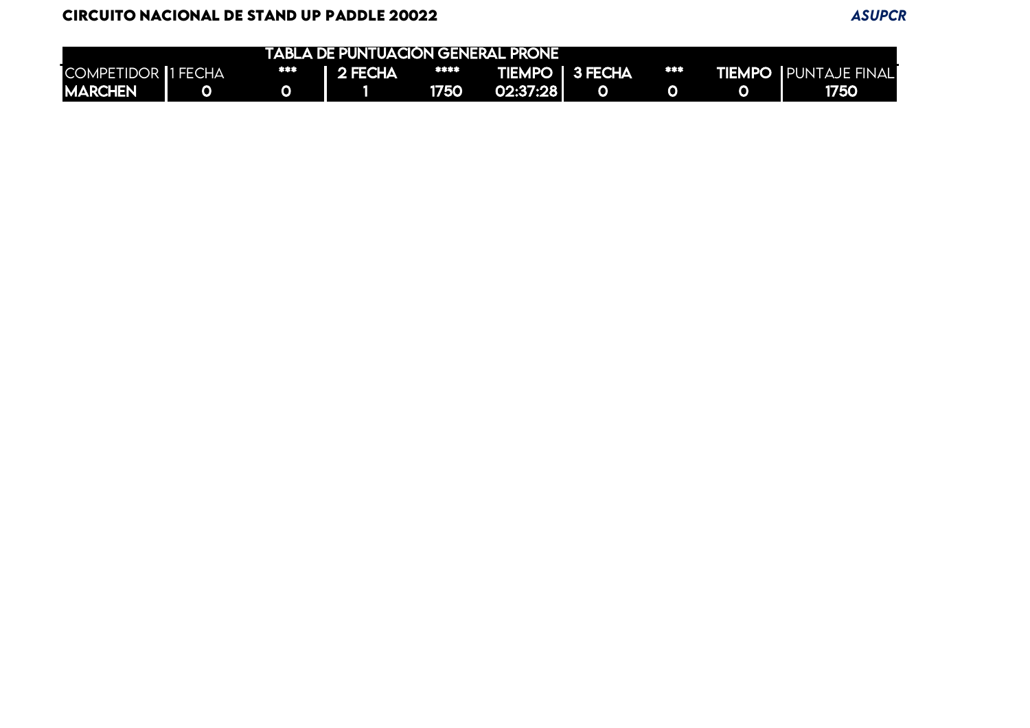**CIRCUITO NACIONAL DE STAND UP PADDLE 20022** *ASUPCR*

| TABLA DE PUNTUACIÓN GENERAL PRONE | | | | | | | | | |
|---|---|---|---|---|---|---|---|---|---|
| COMPETIDOR | 1 FECHA | *** | 2 FECHA | **** | TIEMPO | 3 FECHA | *** | TIEMPO | PUNTAJE FINAL |
| MARCHEN | 0 | 0 | 1 | 1750 | 02:37:28 | 0 | 0 | 0 | 1750 |